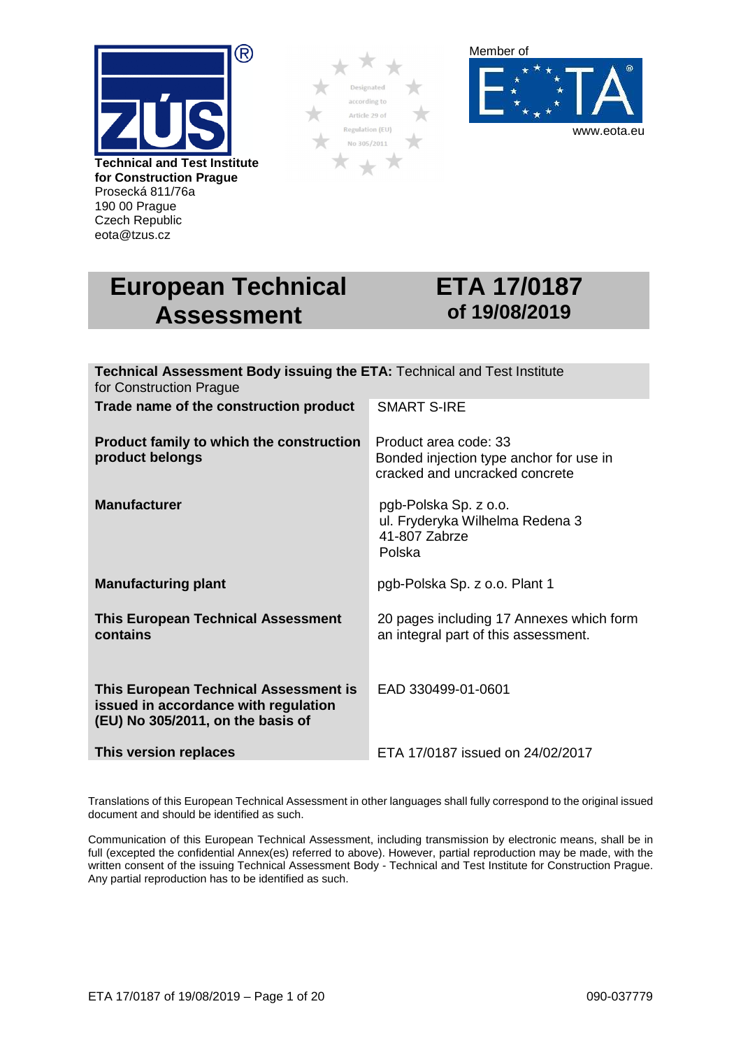**Technical and Test Institute for Construction Prague**
Prosecká 811/76a
190 00 Prague
Czech Republic
eota@tzus.cz

Designated according to Article 29 of Regulation (EU) No 305/2011

Member of EOTA
www.eota.eu

# European Technical Assessment

# ETA 17/0187 of 19/08/2019

| **Technical Assessment Body issuing the ETA:** Technical and Test Institute for Construction Prague | |
|---|---|
| **Trade name of the construction product** | SMART S-IRE |
| **Product family to which the construction product belongs** | Product area code: 33<br>Bonded injection type anchor for use in cracked and uncracked concrete |
| **Manufacturer** | pgb-Polska Sp. z o.o.<br>ul. Fryderyka Wilhelma Redena 3<br>41-807 Zabrze<br>Polska |
| **Manufacturing plant** | pgb-Polska Sp. z o.o. Plant 1 |
| **This European Technical Assessment contains** | 20 pages including 17 Annexes which form an integral part of this assessment. |
| **This European Technical Assessment is issued in accordance with regulation (EU) No 305/2011, on the basis of** | EAD 330499-01-0601 |
| **This version replaces** | ETA 17/0187 issued on 24/02/2017 |

Translations of this European Technical Assessment in other languages shall fully correspond to the original issued document and should be identified as such.

Communication of this European Technical Assessment, including transmission by electronic means, shall be in full (excepted the confidential Annex(es) referred to above). However, partial reproduction may be made, with the written consent of the issuing Technical Assessment Body - Technical and Test Institute for Construction Prague. Any partial reproduction has to be identified as such.

090-037779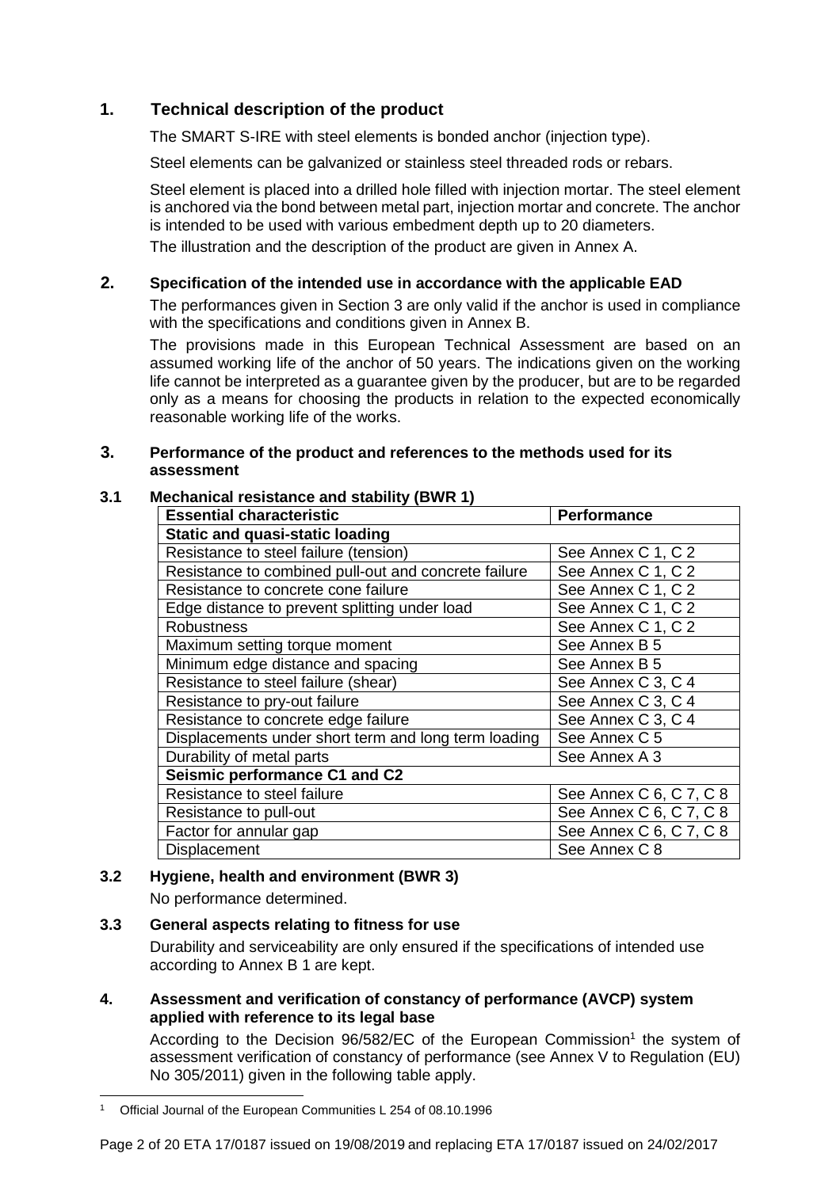## 1. Technical description of the product

The SMART S-IRE with steel elements is bonded anchor (injection type).

Steel elements can be galvanized or stainless steel threaded rods or rebars.

Steel element is placed into a drilled hole filled with injection mortar. The steel element is anchored via the bond between metal part, injection mortar and concrete. The anchor is intended to be used with various embedment depth up to 20 diameters.

The illustration and the description of the product are given in Annex A.

## 2. Specification of the intended use in accordance with the applicable EAD

The performances given in Section 3 are only valid if the anchor is used in compliance with the specifications and conditions given in Annex B.

The provisions made in this European Technical Assessment are based on an assumed working life of the anchor of 50 years. The indications given on the working life cannot be interpreted as a guarantee given by the producer, but are to be regarded only as a means for choosing the products in relation to the expected economically reasonable working life of the works.

## 3. Performance of the product and references to the methods used for its assessment

### 3.1 Mechanical resistance and stability (BWR 1)

| Essential characteristic | Performance |
|---|---|
| **Static and quasi-static loading** | |
| Resistance to steel failure (tension) | See Annex C 1, C 2 |
| Resistance to combined pull-out and concrete failure | See Annex C 1, C 2 |
| Resistance to concrete cone failure | See Annex C 1, C 2 |
| Edge distance to prevent splitting under load | See Annex C 1, C 2 |
| Robustness | See Annex C 1, C 2 |
| Maximum setting torque moment | See Annex B 5 |
| Minimum edge distance and spacing | See Annex B 5 |
| Resistance to steel failure (shear) | See Annex C 3, C 4 |
| Resistance to pry-out failure | See Annex C 3, C 4 |
| Resistance to concrete edge failure | See Annex C 3, C 4 |
| Displacements under short term and long term loading | See Annex C 5 |
| Durability of metal parts | See Annex A 3 |
| **Seismic performance C1 and C2** | |
| Resistance to steel failure | See Annex C 6, C 7, C 8 |
| Resistance to pull-out | See Annex C 6, C 7, C 8 |
| Factor for annular gap | See Annex C 6, C 7, C 8 |
| Displacement | See Annex C 8 |

### 3.2 Hygiene, health and environment (BWR 3)

No performance determined.

### 3.3 General aspects relating to fitness for use

Durability and serviceability are only ensured if the specifications of intended use according to Annex B 1 are kept.

## 4. Assessment and verification of constancy of performance (AVCP) system applied with reference to its legal base

According to the Decision 96/582/EC of the European Commission[1] the system of assessment verification of constancy of performance (see Annex V to Regulation (EU) No 305/2011) given in the following table apply.

---

[1] Official Journal of the European Communities L 254 of 08.10.1996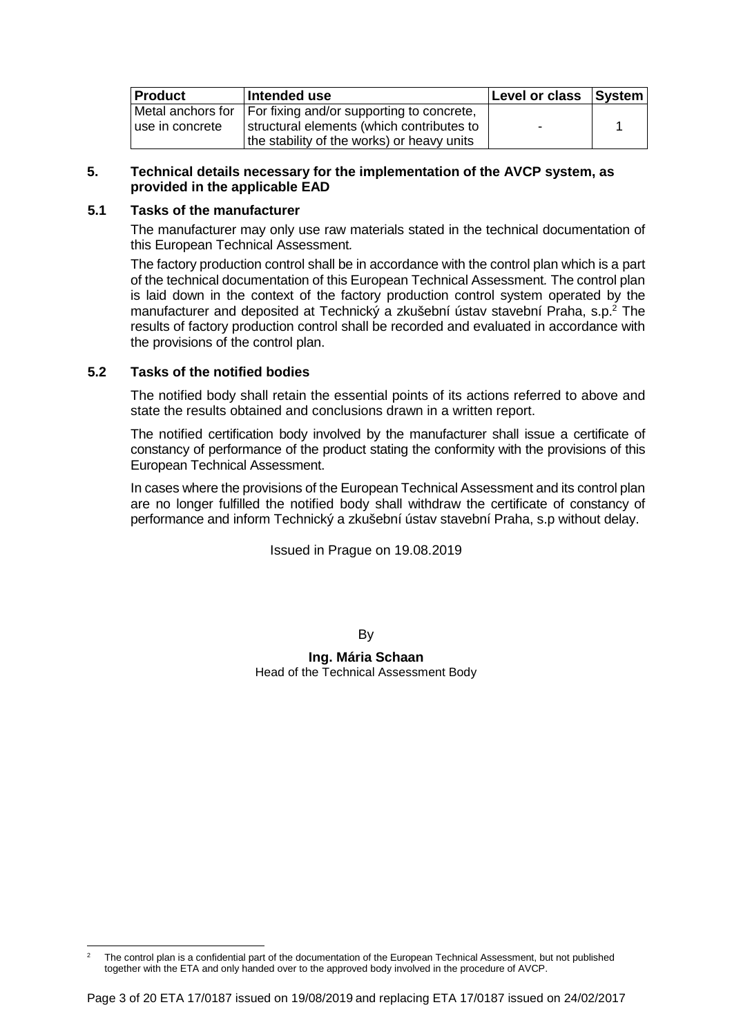| Product | Intended use | Level or class | System |
|---|---|---|---|
| Metal anchors for use in concrete | For fixing and/or supporting to concrete, structural elements (which contributes to the stability of the works) or heavy units | - | 1 |

## 5. Technical details necessary for the implementation of the AVCP system, as provided in the applicable EAD

### 5.1 Tasks of the manufacturer

The manufacturer may only use raw materials stated in the technical documentation of this European Technical Assessment.

The factory production control shall be in accordance with the control plan which is a part of the technical documentation of this European Technical Assessment. The control plan is laid down in the context of the factory production control system operated by the manufacturer and deposited at Technický a zkušební ústav stavební Praha, s.p.[2] The results of factory production control shall be recorded and evaluated in accordance with the provisions of the control plan.

### 5.2 Tasks of the notified bodies

The notified body shall retain the essential points of its actions referred to above and state the results obtained and conclusions drawn in a written report.

The notified certification body involved by the manufacturer shall issue a certificate of constancy of performance of the product stating the conformity with the provisions of this European Technical Assessment.

In cases where the provisions of the European Technical Assessment and its control plan are no longer fulfilled the notified body shall withdraw the certificate of constancy of performance and inform Technický a zkušební ústav stavební Praha, s.p without delay.

Issued in Prague on 19.08.2019

By

**Ing. Mária Schaan**
Head of the Technical Assessment Body

[2] The control plan is a confidential part of the documentation of the European Technical Assessment, but not published together with the ETA and only handed over to the approved body involved in the procedure of AVCP.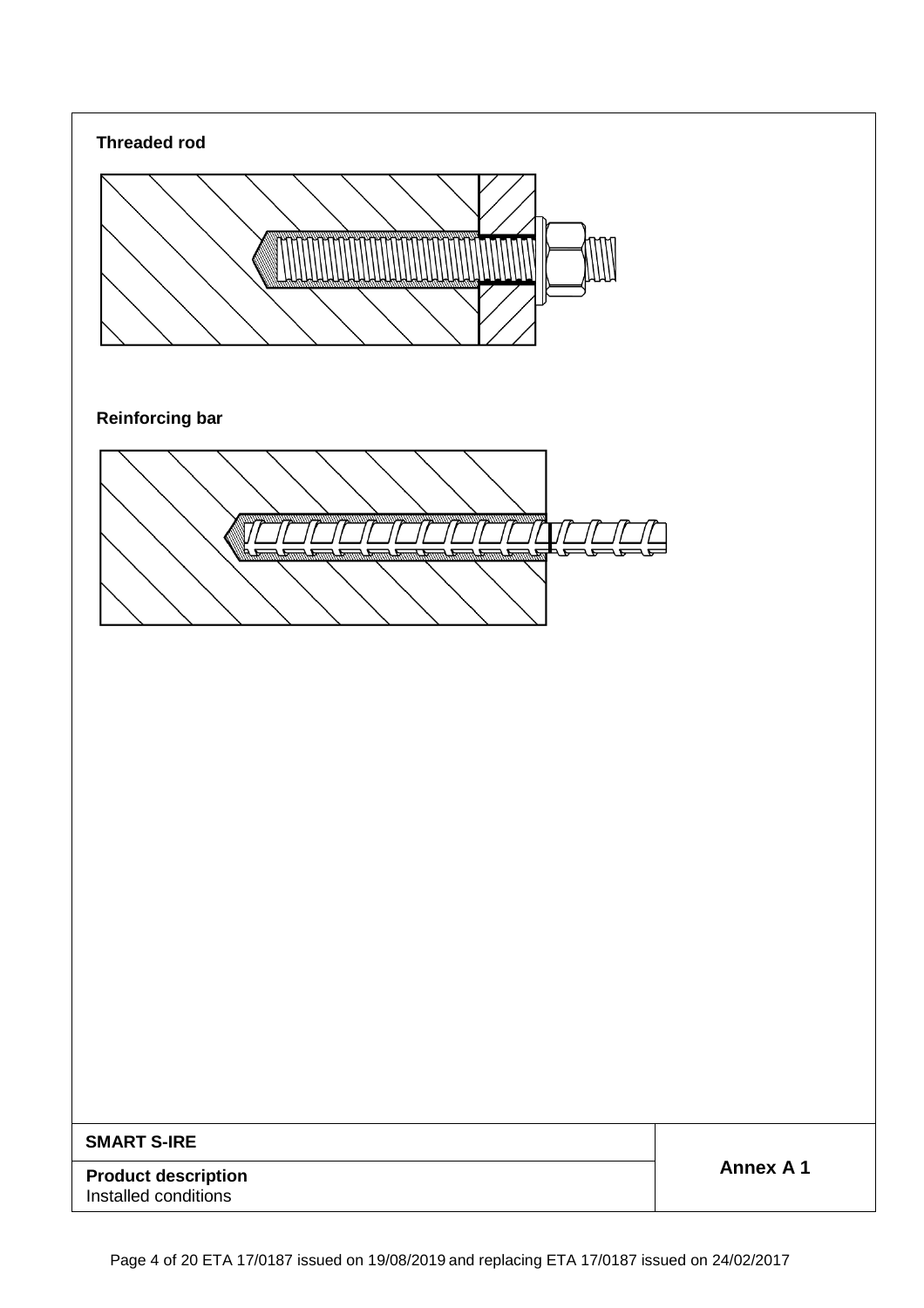**Threaded rod**

**Reinforcing bar**

| **SMART S-IRE** | **Annex A 1** |
|---|---|
| **Product description**<br>Installed conditions | |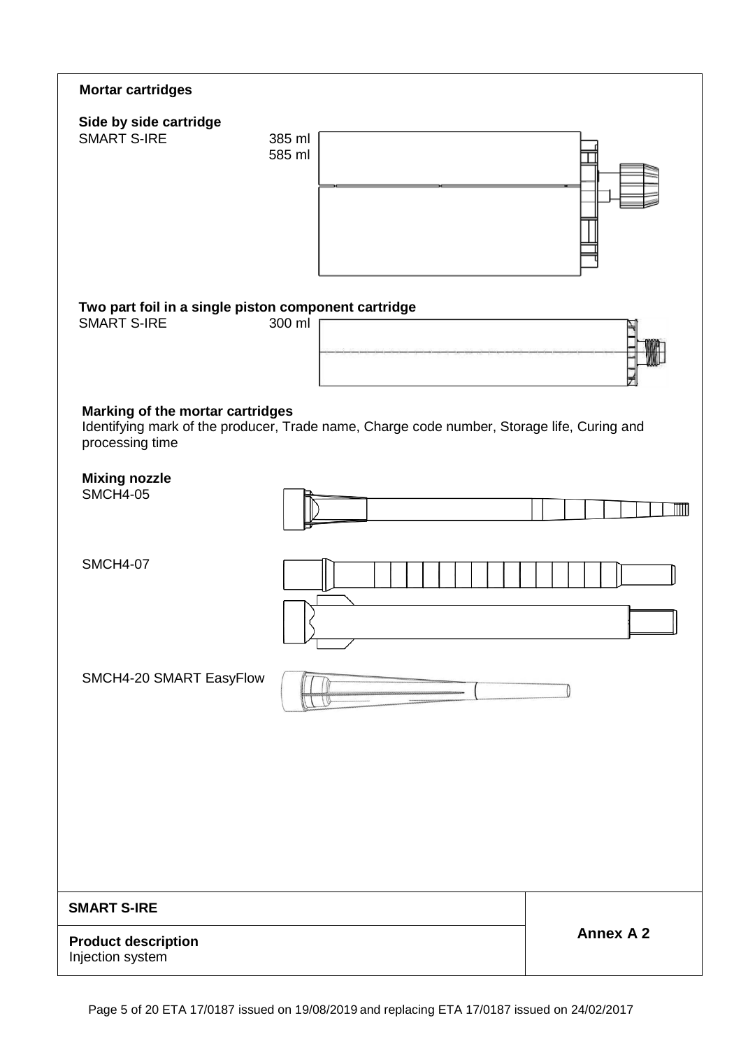**Mortar cartridges**

**Side by side cartridge**

SMART S-IRE 385 ml
585 ml

**Two part foil in a single piston component cartridge**

SMART S-IRE 300 ml

**Marking of the mortar cartridges**

Identifying mark of the producer, Trade name, Charge code number, Storage life, Curing and processing time

**Mixing nozzle**

SMCH4-05

SMCH4-07

SMCH4-20 SMART EasyFlow

| SMART S-IRE | Annex A 2 |
|---|---|
| **Product description**<br>Injection system | |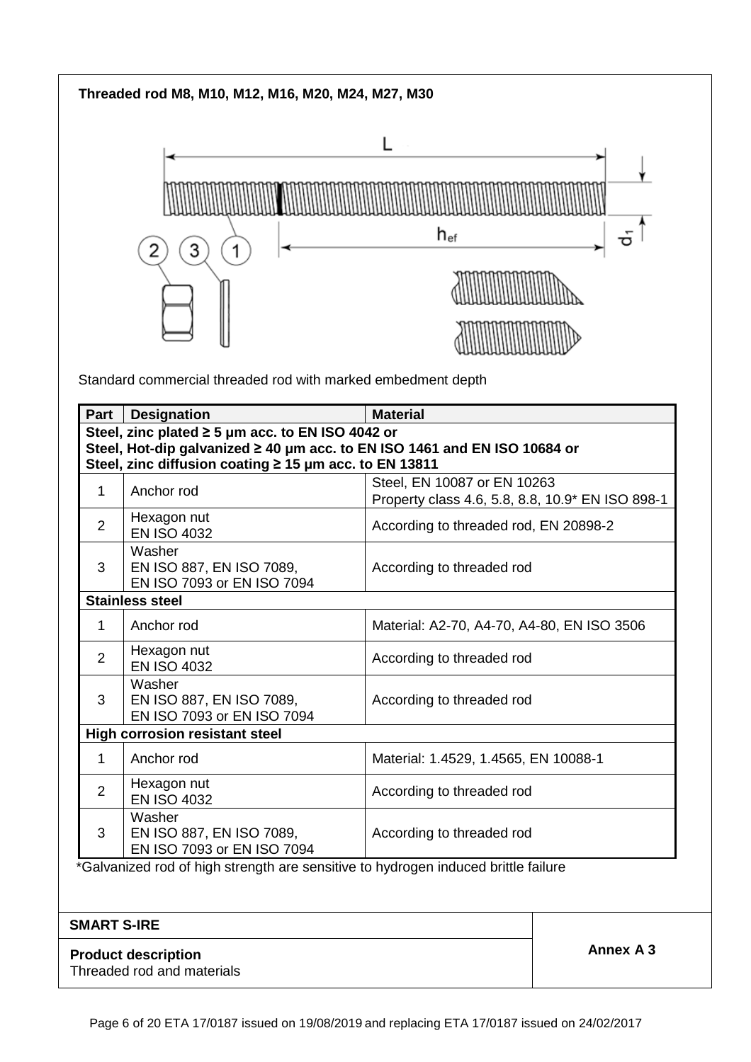**Threaded rod M8, M10, M12, M16, M20, M24, M27, M30**

L

$h_{ef}$

$d_1$

Standard commercial threaded rod with marked embedment depth

| Part | Designation | Material |
|---|---|---|
| **Steel, zinc plated ≥ 5 µm acc. to EN ISO 4042 or Steel, Hot-dip galvanized ≥ 40 µm acc. to EN ISO 1461 and EN ISO 10684 or Steel, zinc diffusion coating ≥ 15 µm acc. to EN 13811** | | |
| 1 | Anchor rod | Steel, EN 10087 or EN 10263 Property class 4.6, 5.8, 8.8, 10.9* EN ISO 898-1 |
| 2 | Hexagon nut EN ISO 4032 | According to threaded rod, EN 20898-2 |
| 3 | Washer EN ISO 887, EN ISO 7089, EN ISO 7093 or EN ISO 7094 | According to threaded rod |
| **Stainless steel** | | |
| 1 | Anchor rod | Material: A2-70, A4-70, A4-80, EN ISO 3506 |
| 2 | Hexagon nut EN ISO 4032 | According to threaded rod |
| 3 | Washer EN ISO 887, EN ISO 7089, EN ISO 7093 or EN ISO 7094 | According to threaded rod |
| **High corrosion resistant steel** | | |
| 1 | Anchor rod | Material: 1.4529, 1.4565, EN 10088-1 |
| 2 | Hexagon nut EN ISO 4032 | According to threaded rod |
| 3 | Washer EN ISO 887, EN ISO 7089, EN ISO 7093 or EN ISO 7094 | According to threaded rod |

*Galvanized rod of high strength are sensitive to hydrogen induced brittle failure

**SMART S-IRE**

**Product description**
Threaded rod and materials

**Annex A 3**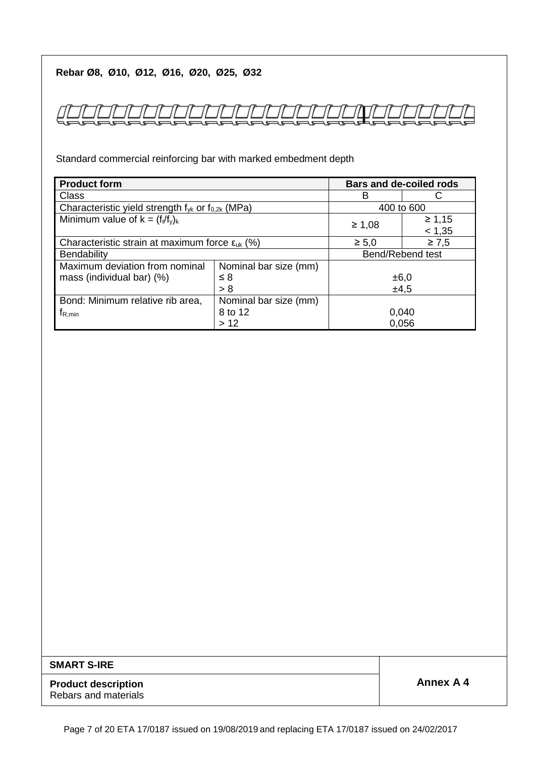**Rebar Ø8, Ø10, Ø12, Ø16, Ø20, Ø25, Ø32**

Standard commercial reinforcing bar with marked embedment depth

| **Product form** | | **Bars and de-coiled rods** | |
|---|---|---|---|
| Class | | B | C |
| Characteristic yield strength $f_{yk}$ or $f_{0,2k}$ (MPa) | | 400 to 600 | |
| Minimum value of $k = (f_t/f_y)_k$ | | ≥ 1,08 | ≥ 1,15 < 1,35 |
| Characteristic strain at maximum force $\varepsilon_{uk}$ (%) | | ≥ 5,0 | ≥ 7,5 |
| Bendability | | Bend/Rebend test | |
| Maximum deviation from nominal mass (individual bar) (%) | Nominal bar size (mm) ≤ 8 > 8 | ±6,0 ±4,5 | |
| Bond: Minimum relative rib area, $f_{R,min}$ | Nominal bar size (mm) 8 to 12 > 12 | 0,040 0,056 | |

| **SMART S-IRE** | |
|---|---|
| **Product description** Rebars and materials | **Annex A 4** |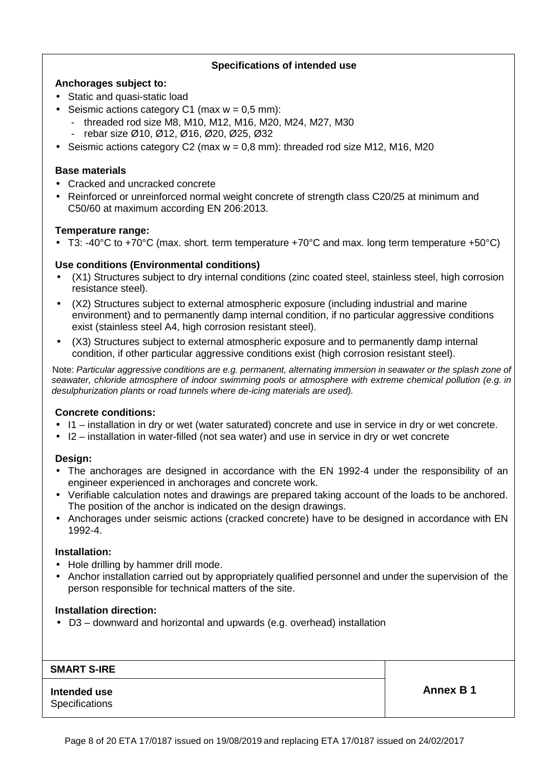## Specifications of intended use

**Anchorages subject to:**

- Static and quasi-static load
- Seismic actions category C1 (max w = 0,5 mm):
  - threaded rod size M8, M10, M12, M16, M20, M24, M27, M30
  - rebar size Ø10, Ø12, Ø16, Ø20, Ø25, Ø32
- Seismic actions category C2 (max w = 0,8 mm): threaded rod size M12, M16, M20

**Base materials**

- Cracked and uncracked concrete
- Reinforced or unreinforced normal weight concrete of strength class C20/25 at minimum and C50/60 at maximum according EN 206:2013.

**Temperature range:**

- T3: -40°C to +70°C (max. short. term temperature +70°C and max. long term temperature +50°C)

**Use conditions (Environmental conditions)**

- (X1) Structures subject to dry internal conditions (zinc coated steel, stainless steel, high corrosion resistance steel).
- (X2) Structures subject to external atmospheric exposure (including industrial and marine environment) and to permanently damp internal condition, if no particular aggressive conditions exist (stainless steel A4, high corrosion resistant steel).
- (X3) Structures subject to external atmospheric exposure and to permanently damp internal condition, if other particular aggressive conditions exist (high corrosion resistant steel).

Note: *Particular aggressive conditions are e.g. permanent, alternating immersion in seawater or the splash zone of seawater, chloride atmosphere of indoor swimming pools or atmosphere with extreme chemical pollution (e.g. in desulphurization plants or road tunnels where de-icing materials are used).*

**Concrete conditions:**

- I1 – installation in dry or wet (water saturated) concrete and use in service in dry or wet concrete.
- I2 – installation in water-filled (not sea water) and use in service in dry or wet concrete

**Design:**

- The anchorages are designed in accordance with the EN 1992-4 under the responsibility of an engineer experienced in anchorages and concrete work.
- Verifiable calculation notes and drawings are prepared taking account of the loads to be anchored. The position of the anchor is indicated on the design drawings.
- Anchorages under seismic actions (cracked concrete) have to be designed in accordance with EN 1992-4.

**Installation:**

- Hole drilling by hammer drill mode.
- Anchor installation carried out by appropriately qualified personnel and under the supervision of the person responsible for technical matters of the site.

**Installation direction:**

- D3 – downward and horizontal and upwards (e.g. overhead) installation

| **SMART S-IRE** | |
|---|---|
| **Intended use**<br>Specifications | **Annex B 1** |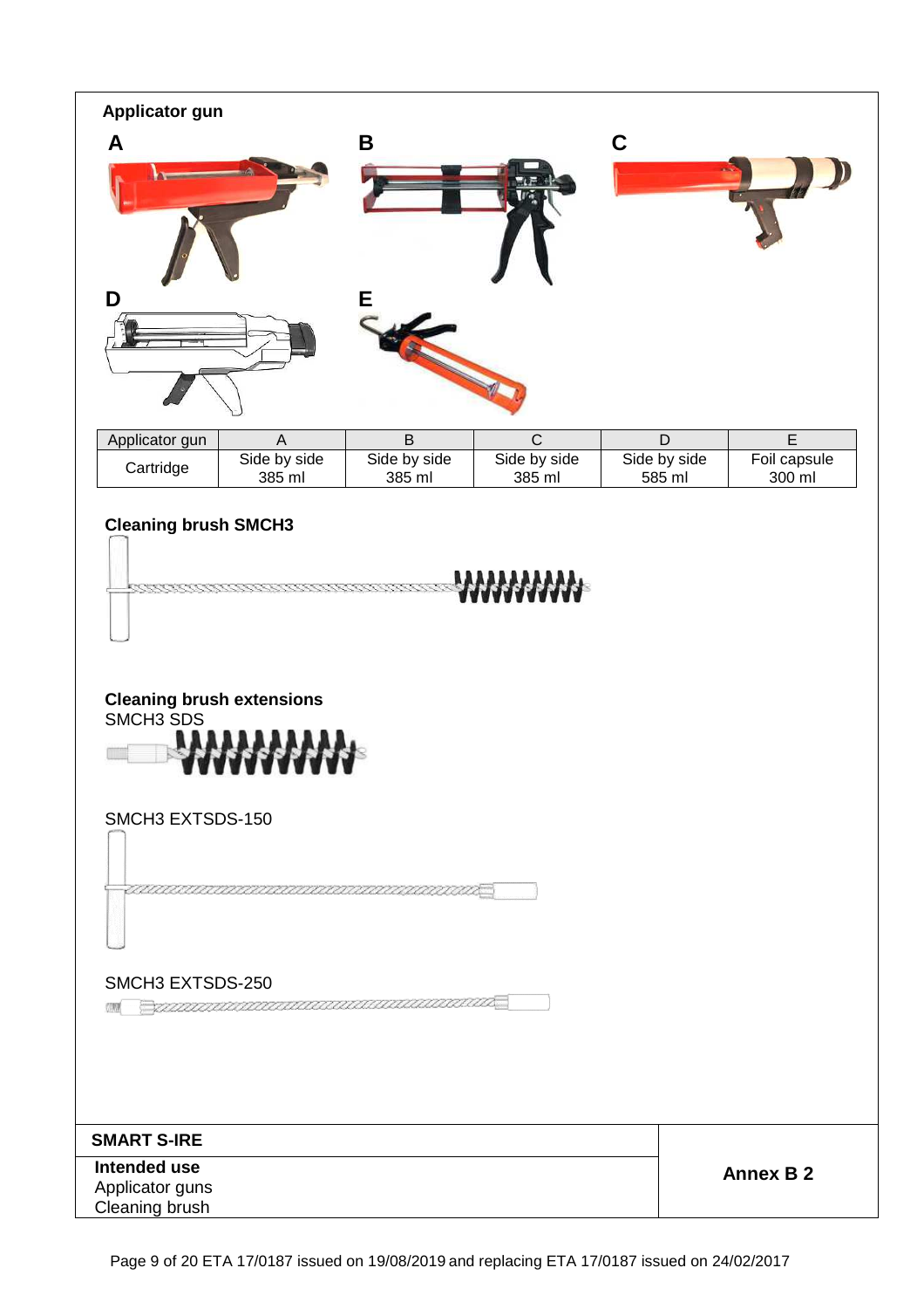**Applicator gun**

A

B

C

D

E

| Applicator gun | A | B | C | D | E |
|---|---|---|---|---|---|
| Cartridge | Side by side 385 ml | Side by side 385 ml | Side by side 385 ml | Side by side 585 ml | Foil capsule 300 ml |

**Cleaning brush SMCH3**

**Cleaning brush extensions**

SMCH3 SDS

SMCH3 EXTSDS-150

SMCH3 EXTSDS-250

| **SMART S-IRE** | **Annex B 2** |
|---|---|
| **Intended use** Applicator guns Cleaning brush | |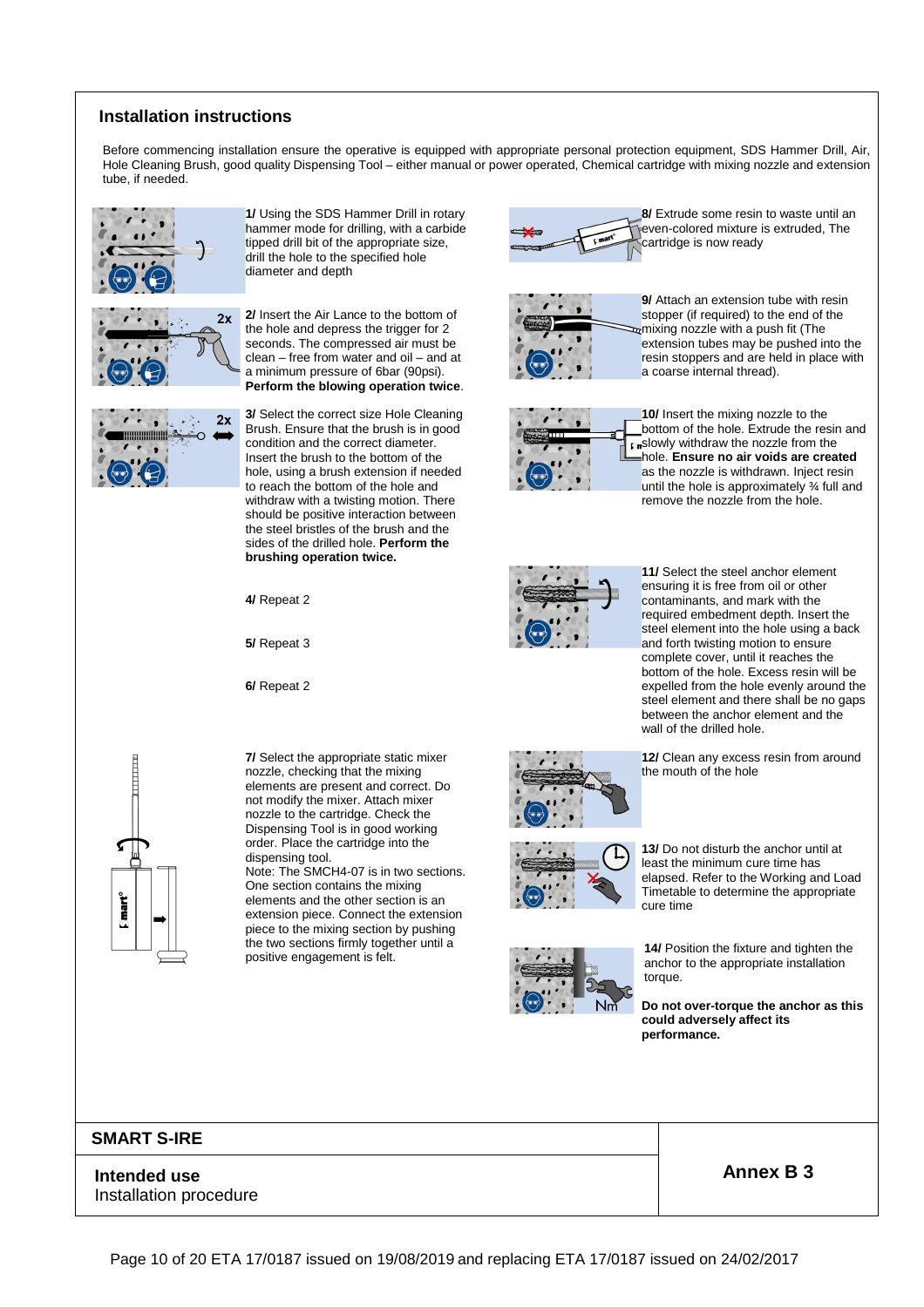## Installation instructions

Before commencing installation ensure the operative is equipped with appropriate personal protection equipment, SDS Hammer Drill, Air, Hole Cleaning Brush, good quality Dispensing Tool – either manual or power operated, Chemical cartridge with mixing nozzle and extension tube, if needed.

**1/** Using the SDS Hammer Drill in rotary hammer mode for drilling, with a carbide tipped drill bit of the appropriate size, drill the hole to the specified hole diameter and depth

**2/** Insert the Air Lance to the bottom of the hole and depress the trigger for 2 seconds. The compressed air must be clean – free from water and oil – and at a minimum pressure of 6bar (90psi). **Perform the blowing operation twice**.

**3/** Select the correct size Hole Cleaning Brush. Ensure that the brush is in good condition and the correct diameter. Insert the brush to the bottom of the hole, using a brush extension if needed to reach the bottom of the hole and withdraw with a twisting motion. There should be positive interaction between the steel bristles of the brush and the sides of the drilled hole. **Perform the brushing operation twice.**

**4/** Repeat 2

**5/** Repeat 3

**6/** Repeat 2

**7/** Select the appropriate static mixer nozzle, checking that the mixing elements are present and correct. Do not modify the mixer. Attach mixer nozzle to the cartridge. Check the Dispensing Tool is in good working order. Place the cartridge into the dispensing tool.
Note: The SMCH4-07 is in two sections. One section contains the mixing elements and the other section is an extension piece. Connect the extension piece to the mixing section by pushing the two sections firmly together until a positive engagement is felt.

**8/** Extrude some resin to waste until an even-colored mixture is extruded, The cartridge is now ready

**9/** Attach an extension tube with resin stopper (if required) to the end of the mixing nozzle with a push fit (The extension tubes may be pushed into the resin stoppers and are held in place with a coarse internal thread).

**10/** Insert the mixing nozzle to the bottom of the hole. Extrude the resin and slowly withdraw the nozzle from the hole. **Ensure no air voids are created** as the nozzle is withdrawn. Inject resin until the hole is approximately ¾ full and remove the nozzle from the hole.

**11/** Select the steel anchor element ensuring it is free from oil or other contaminants, and mark with the required embedment depth. Insert the steel element into the hole using a back and forth twisting motion to ensure complete cover, until it reaches the bottom of the hole. Excess resin will be expelled from the hole evenly around the steel element and there shall be no gaps between the anchor element and the wall of the drilled hole.

**12/** Clean any excess resin from around the mouth of the hole

**13/** Do not disturb the anchor until at least the minimum cure time has elapsed. Refer to the Working and Load Timetable to determine the appropriate cure time

**14/** Position the fixture and tighten the anchor to the appropriate installation torque.

**Do not over-torque the anchor as this could adversely affect its performance.**

| **SMART S-IRE** | |
|---|---|
| **Intended use**<br>Installation procedure | **Annex B 3** |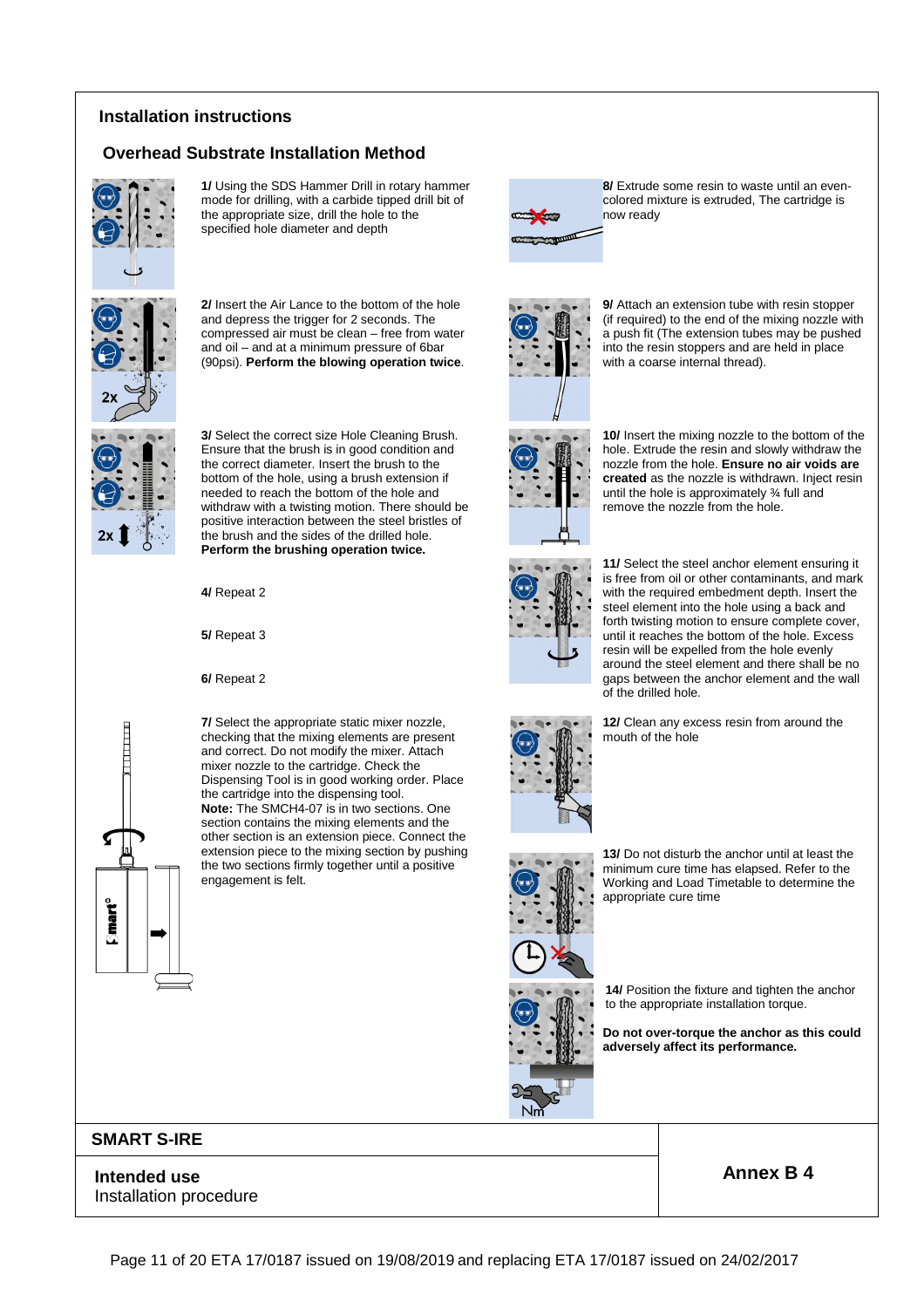## Installation instructions

### Overhead Substrate Installation Method

**1/** Using the SDS Hammer Drill in rotary hammer mode for drilling, with a carbide tipped drill bit of the appropriate size, drill the hole to the specified hole diameter and depth

**2/** Insert the Air Lance to the bottom of the hole and depress the trigger for 2 seconds. The compressed air must be clean – free from water and oil – and at a minimum pressure of 6bar (90psi). **Perform the blowing operation twice**.

**3/** Select the correct size Hole Cleaning Brush. Ensure that the brush is in good condition and the correct diameter. Insert the brush to the bottom of the hole, using a brush extension if needed to reach the bottom of the hole and withdraw with a twisting motion. There should be positive interaction between the steel bristles of the brush and the sides of the drilled hole. **Perform the brushing operation twice.**

**4/** Repeat 2

**5/** Repeat 3

**6/** Repeat 2

**7/** Select the appropriate static mixer nozzle, checking that the mixing elements are present and correct. Do not modify the mixer. Attach mixer nozzle to the cartridge. Check the Dispensing Tool is in good working order. Place the cartridge into the dispensing tool.
**Note:** The SMCH4-07 is in two sections. One section contains the mixing elements and the other section is an extension piece. Connect the extension piece to the mixing section by pushing the two sections firmly together until a positive engagement is felt.

**8/** Extrude some resin to waste until an even-colored mixture is extruded, The cartridge is now ready

**9/** Attach an extension tube with resin stopper (if required) to the end of the mixing nozzle with a push fit (The extension tubes may be pushed into the resin stoppers and are held in place with a coarse internal thread).

**10/** Insert the mixing nozzle to the bottom of the hole. Extrude the resin and slowly withdraw the nozzle from the hole. **Ensure no air voids are created** as the nozzle is withdrawn. Inject resin until the hole is approximately ¾ full and remove the nozzle from the hole.

**11/** Select the steel anchor element ensuring it is free from oil or other contaminants, and mark with the required embedment depth. Insert the steel element into the hole using a back and forth twisting motion to ensure complete cover, until it reaches the bottom of the hole. Excess resin will be expelled from the hole evenly around the steel element and there shall be no gaps between the anchor element and the wall of the drilled hole.

**12/** Clean any excess resin from around the mouth of the hole

**13/** Do not disturb the anchor until at least the minimum cure time has elapsed. Refer to the Working and Load Timetable to determine the appropriate cure time

**14/** Position the fixture and tighten the anchor to the appropriate installation torque.

**Do not over-torque the anchor as this could adversely affect its performance.**

| SMART S-IRE | |
|---|---|
| **Intended use**<br>Installation procedure | **Annex B 4** |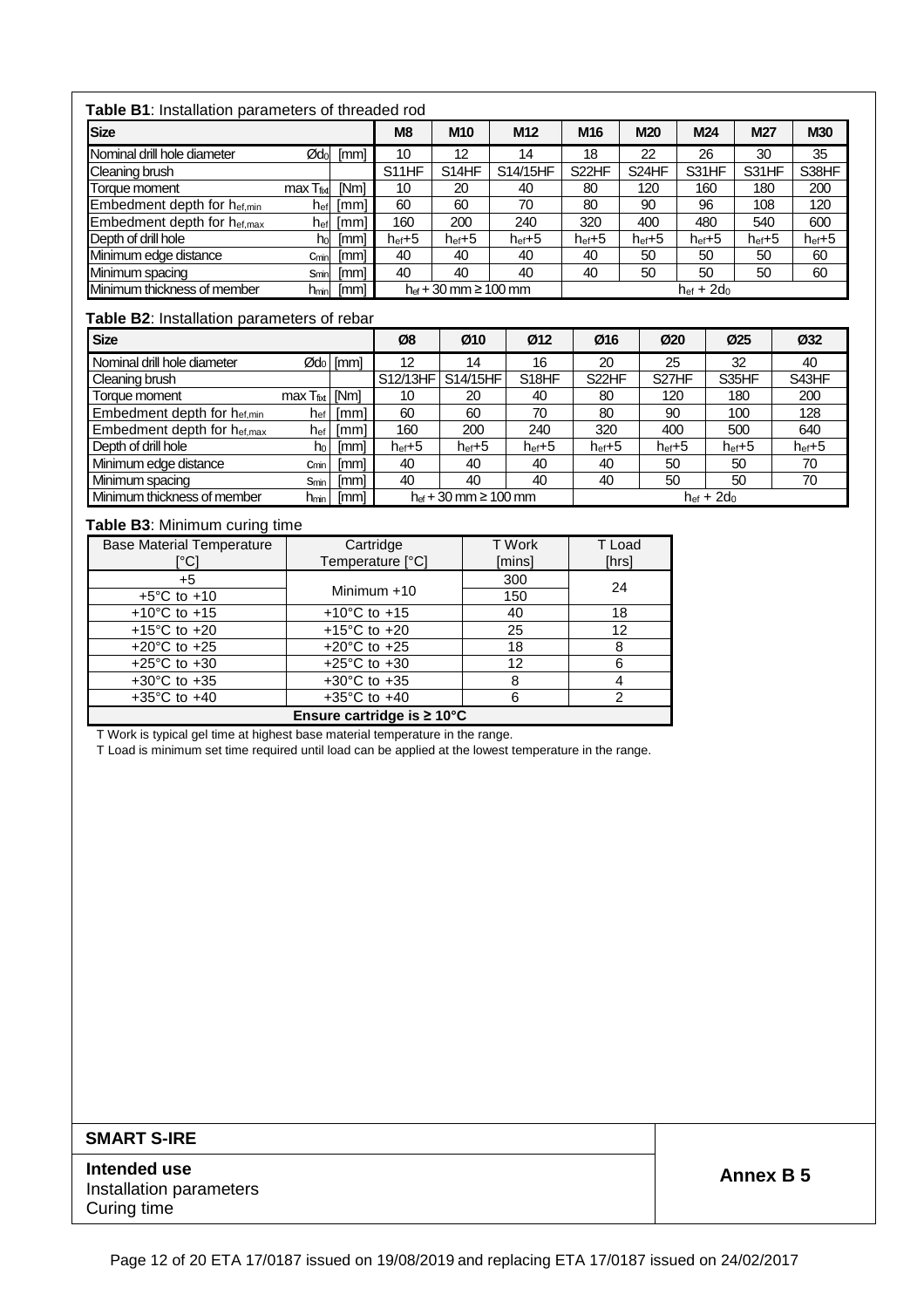**Table B1**: Installation parameters of threaded rod

| Size | | | M8 | M10 | M12 | M16 | M20 | M24 | M27 | M30 |
|---|---|---|---|---|---|---|---|---|---|---|
| Nominal drill hole diameter | $Ød_0$ | [mm] | 10 | 12 | 14 | 18 | 22 | 26 | 30 | 35 |
| Cleaning brush | | | S11HF | S14HF | S14/15HF | S22HF | S24HF | S31HF | S31HF | S38HF |
| Torque moment | max $T_{fixt}$ | [Nm] | 10 | 20 | 40 | 80 | 120 | 160 | 180 | 200 |
| Embedment depth for $h_{ef,min}$ | $h_{ef}$ | [mm] | 60 | 60 | 70 | 80 | 90 | 96 | 108 | 120 |
| Embedment depth for $h_{ef,max}$ | $h_{ef}$ | [mm] | 160 | 200 | 240 | 320 | 400 | 480 | 540 | 600 |
| Depth of drill hole | $h_0$ | [mm] | $h_{ef}$+5 | $h_{ef}$+5 | $h_{ef}$+5 | $h_{ef}$+5 | $h_{ef}$+5 | $h_{ef}$+5 | $h_{ef}$+5 | $h_{ef}$+5 |
| Minimum edge distance | $c_{min}$ | [mm] | 40 | 40 | 40 | 40 | 50 | 50 | 50 | 60 |
| Minimum spacing | $s_{min}$ | [mm] | 40 | 40 | 40 | 40 | 50 | 50 | 50 | 60 |
| Minimum thickness of member | $h_{min}$ | [mm] | $h_{ef}$ + 30 mm ≥ 100 mm | | | $h_{ef} + 2d_0$ | | | | |

**Table B2**: Installation parameters of rebar

| Size | | | Ø8 | Ø10 | Ø12 | Ø16 | Ø20 | Ø25 | Ø32 |
|---|---|---|---|---|---|---|---|---|---|
| Nominal drill hole diameter | $Ød_0$ | [mm] | 12 | 14 | 16 | 20 | 25 | 32 | 40 |
| Cleaning brush | | | S12/13HF | S14/15HF | S18HF | S22HF | S27HF | S35HF | S43HF |
| Torque moment | max $T_{fixt}$ | [Nm] | 10 | 20 | 40 | 80 | 120 | 180 | 200 |
| Embedment depth for $h_{ef,min}$ | $h_{ef}$ | [mm] | 60 | 60 | 70 | 80 | 90 | 100 | 128 |
| Embedment depth for $h_{ef,max}$ | $h_{ef}$ | [mm] | 160 | 200 | 240 | 320 | 400 | 500 | 640 |
| Depth of drill hole | $h_0$ | [mm] | $h_{ef}$+5 | $h_{ef}$+5 | $h_{ef}$+5 | $h_{ef}$+5 | $h_{ef}$+5 | $h_{ef}$+5 | $h_{ef}$+5 |
| Minimum edge distance | $c_{min}$ | [mm] | 40 | 40 | 40 | 40 | 50 | 50 | 70 |
| Minimum spacing | $s_{min}$ | [mm] | 40 | 40 | 40 | 40 | 50 | 50 | 70 |
| Minimum thickness of member | $h_{min}$ | [mm] | $h_{ef}$ + 30 mm ≥ 100 mm | | | $h_{ef} + 2d_0$ | | | |

**Table B3**: Minimum curing time

| Base Material Temperature [°C] | Cartridge Temperature [°C] | T Work [mins] | T Load [hrs] |
|---|---|---|---|
| +5 | Minimum +10 | 300 | 24 |
| +5°C to +10 | | 150 | |
| +10°C to +15 | +10°C to +15 | 40 | 18 |
| +15°C to +20 | +15°C to +20 | 25 | 12 |
| +20°C to +25 | +20°C to +25 | 18 | 8 |
| +25°C to +30 | +25°C to +30 | 12 | 6 |
| +30°C to +35 | +30°C to +35 | 8 | 4 |
| +35°C to +40 | +35°C to +40 | 6 | 2 |
| **Ensure cartridge is ≥ 10°C** | | | |

T Work is typical gel time at highest base material temperature in the range.

T Load is minimum set time required until load can be applied at the lowest temperature in the range.

**SMART S-IRE**

**Intended use**
Installation parameters
Curing time

**Annex B 5**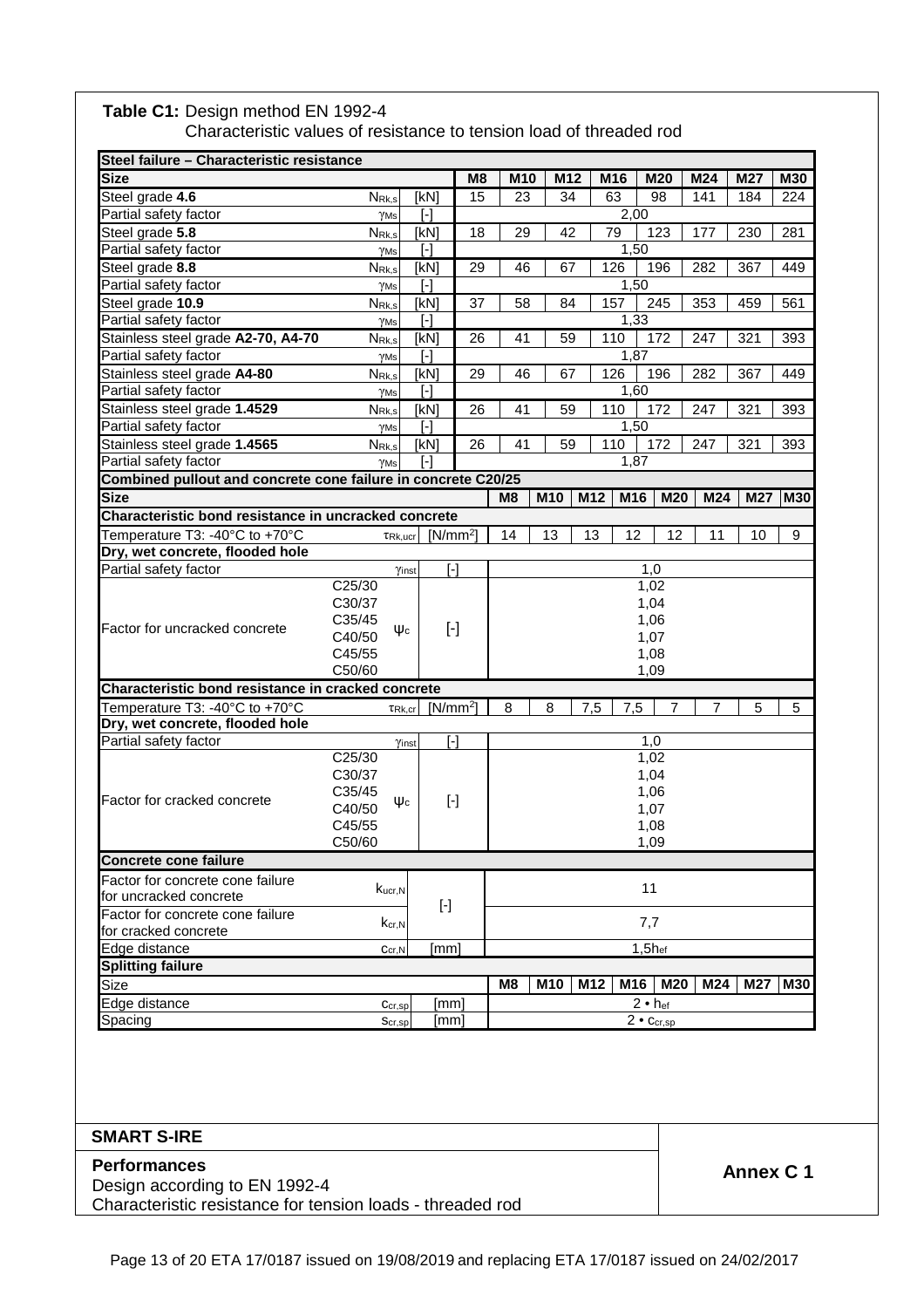**Table C1:** Design method EN 1992-4
Characteristic values of resistance to tension load of threaded rod

| Steel failure – Characteristic resistance | | | | | | | | | | |
|---|---|---|---|---|---|---|---|---|---|---|
| **Size** | | | **M8** | **M10** | **M12** | **M16** | **M20** | **M24** | **M27** | **M30** |
| Steel grade **4.6** | $N_{Rk,s}$ | [kN] | 15 | 23 | 34 | 63 | 98 | 141 | 184 | 224 |
| Partial safety factor | $\gamma_{Ms}$ | [-] | 2,00 | | | | | | | |
| Steel grade **5.8** | $N_{Rk,s}$ | [kN] | 18 | 29 | 42 | 79 | 123 | 177 | 230 | 281 |
| Partial safety factor | $\gamma_{Ms}$ | [-] | 1,50 | | | | | | | |
| Steel grade **8.8** | $N_{Rk,s}$ | [kN] | 29 | 46 | 67 | 126 | 196 | 282 | 367 | 449 |
| Partial safety factor | $\gamma_{Ms}$ | [-] | 1,50 | | | | | | | |
| Steel grade **10.9** | $N_{Rk,s}$ | [kN] | 37 | 58 | 84 | 157 | 245 | 353 | 459 | 561 |
| Partial safety factor | $\gamma_{Ms}$ | [-] | 1,33 | | | | | | | |
| Stainless steel grade **A2-70, A4-70** | $N_{Rk,s}$ | [kN] | 26 | 41 | 59 | 110 | 172 | 247 | 321 | 393 |
| Partial safety factor | $\gamma_{Ms}$ | [-] | 1,87 | | | | | | | |
| Stainless steel grade **A4-80** | $N_{Rk,s}$ | [kN] | 29 | 46 | 67 | 126 | 196 | 282 | 367 | 449 |
| Partial safety factor | $\gamma_{Ms}$ | [-] | 1,60 | | | | | | | |
| Stainless steel grade **1.4529** | $N_{Rk,s}$ | [kN] | 26 | 41 | 59 | 110 | 172 | 247 | 321 | 393 |
| Partial safety factor | $\gamma_{Ms}$ | [-] | 1,50 | | | | | | | |
| Stainless steel grade **1.4565** | $N_{Rk,s}$ | [kN] | 26 | 41 | 59 | 110 | 172 | 247 | 321 | 393 |
| Partial safety factor | $\gamma_{Ms}$ | [-] | 1,87 | | | | | | | |

| Combined pullout and concrete cone failure in concrete C20/25 | | | | | | | | | | | |
|---|---|---|---|---|---|---|---|---|---|---|---|
| **Size** | | | | **M8** | **M10** | **M12** | **M16** | **M20** | **M24** | **M27** | **M30** |
| **Characteristic bond resistance in uncracked concrete** | | | | | | | | | | | |
| Temperature T3: -40°C to +70°C | | $\tau_{Rk,ucr}$ | [N/mm²] | 14 | 13 | 13 | 12 | 12 | 11 | 10 | 9 |
| **Dry, wet concrete, flooded hole** | | | | | | | | | | | |
| Partial safety factor | | $\gamma_{inst}$ | [-] | 1,0 | | | | | | | |
| Factor for uncracked concrete | C25/30 | $\psi_c$ | [-] | 1,02 | | | | | | | |
| | C30/37 | | | 1,04 | | | | | | | |
| | C35/45 | | | 1,06 | | | | | | | |
| | C40/50 | | | 1,07 | | | | | | | |
| | C45/55 | | | 1,08 | | | | | | | |
| | C50/60 | | | 1,09 | | | | | | | |
| **Characteristic bond resistance in cracked concrete** | | | | | | | | | | | |
| Temperature T3: -40°C to +70°C | | $\tau_{Rk,cr}$ | [N/mm²] | 8 | 8 | 7,5 | 7,5 | 7 | 7 | 5 | 5 |
| **Dry, wet concrete, flooded hole** | | | | | | | | | | | |
| Partial safety factor | | $\gamma_{inst}$ | [-] | 1,0 | | | | | | | |
| Factor for cracked concrete | C25/30 | $\psi_c$ | [-] | 1,02 | | | | | | | |
| | C30/37 | | | 1,04 | | | | | | | |
| | C35/45 | | | 1,06 | | | | | | | |
| | C40/50 | | | 1,07 | | | | | | | |
| | C45/55 | | | 1,08 | | | | | | | |
| | C50/60 | | | 1,09 | | | | | | | |
| **Concrete cone failure** | | | | | | | | | | | |
| Factor for concrete cone failure for uncracked concrete | | $k_{ucr,N}$ | [-] | 11 | | | | | | | |
| Factor for concrete cone failure for cracked concrete | | $k_{cr,N}$ | [-] | 7,7 | | | | | | | |
| Edge distance | | $c_{cr,N}$ | [mm] | $1,5h_{ef}$ | | | | | | | |
| **Splitting failure** | | | | | | | | | | | |
| Size | | | | **M8** | **M10** | **M12** | **M16** | **M20** | **M24** | **M27** | **M30** |
| Edge distance | | $c_{cr,sp}$ | [mm] | $2 \cdot h_{ef}$ | | | | | | | |
| Spacing | | $s_{cr,sp}$ | [mm] | $2 \cdot c_{cr,sp}$ | | | | | | | |

**SMART S-IRE**

**Performances**
Design according to EN 1992-4
Characteristic resistance for tension loads - threaded rod

**Annex C 1**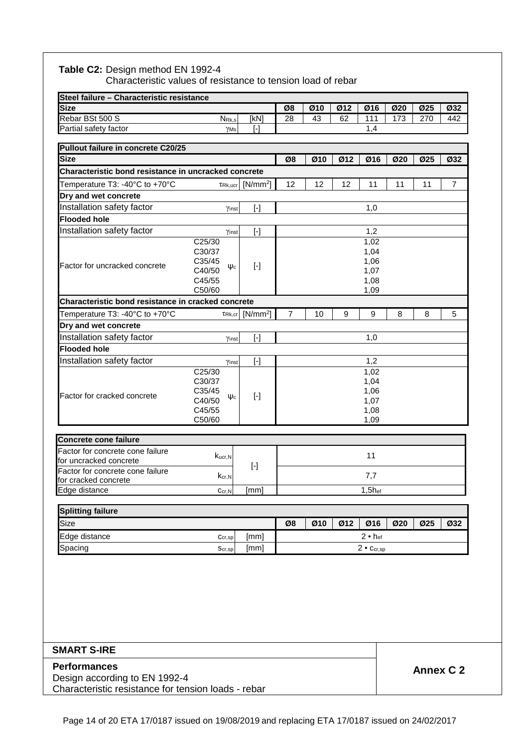**Table C2:** Design method EN 1992-4
Characteristic values of resistance to tension load of rebar

| **Steel failure – Characteristic resistance** | | | | | | | | | |
|---|---|---|---|---|---|---|---|---|---|
| **Size** | | | Ø8 | Ø10 | Ø12 | Ø16 | Ø20 | Ø25 | Ø32 |
| Rebar BSt 500 S | $N_{Rk,s}$ | [kN] | 28 | 43 | 62 | 111 | 173 | 270 | 442 |
| Partial safety factor | $\gamma_{Ms}$ | [-] | 1,4 | | | | | | |

| **Pullout failure in concrete C20/25** | | | | | | | | | |
|---|---|---|---|---|---|---|---|---|---|
| **Size** | | | Ø8 | Ø10 | Ø12 | Ø16 | Ø20 | Ø25 | Ø32 |
| **Characteristic bond resistance in uncracked concrete** | | | | | | | | | |
| Temperature T3: -40°C to +70°C | $\tau_{Rk,ucr}$ | [N/mm²] | 12 | 12 | 12 | 11 | 11 | 11 | 7 |
| **Dry and wet concrete** | | | | | | | | | |
| Installation safety factor | $\gamma_{inst}$ | [-] | 1,0 | | | | | | |
| **Flooded hole** | | | | | | | | | |
| Installation safety factor | $\gamma_{inst}$ | [-] | 1,2 | | | | | | |
| Factor for uncracked concrete | C25/30 $\psi_c$ | [-] | 1,02 | | | | | | |
| | C30/37 | | 1,04 | | | | | | |
| | C35/45 | | 1,06 | | | | | | |
| | C40/50 | | 1,07 | | | | | | |
| | C45/55 | | 1,08 | | | | | | |
| | C50/60 | | 1,09 | | | | | | |
| **Characteristic bond resistance in cracked concrete** | | | | | | | | | |
| Temperature T3: -40°C to +70°C | $\tau_{Rk,cr}$ | [N/mm²] | 7 | 10 | 9 | 9 | 8 | 8 | 5 |
| **Dry and wet concrete** | | | | | | | | | |
| Installation safety factor | $\gamma_{inst}$ | [-] | 1,0 | | | | | | |
| **Flooded hole** | | | | | | | | | |
| Installation safety factor | $\gamma_{inst}$ | [-] | 1,2 | | | | | | |
| Factor for cracked concrete | C25/30 $\psi_c$ | [-] | 1,02 | | | | | | |
| | C30/37 | | 1,04 | | | | | | |
| | C35/45 | | 1,06 | | | | | | |
| | C40/50 | | 1,07 | | | | | | |
| | C45/55 | | 1,08 | | | | | | |
| | C50/60 | | 1,09 | | | | | | |

| **Concrete cone failure** | | | |
|---|---|---|---|
| Factor for concrete cone failure for uncracked concrete | $k_{ucr,N}$ | [-] | 11 |
| Factor for concrete cone failure for cracked concrete | $k_{cr,N}$ | [-] | 7,7 |
| Edge distance | $c_{cr,N}$ | [mm] | $1,5h_{ef}$ |

| **Splitting failure** | | | | | | | | | |
|---|---|---|---|---|---|---|---|---|---|
| Size | | | Ø8 | Ø10 | Ø12 | Ø16 | Ø20 | Ø25 | Ø32 |
| Edge distance | $c_{cr,sp}$ | [mm] | $2 \cdot h_{ef}$ | | | | | | |
| Spacing | $s_{cr,sp}$ | [mm] | $2 \cdot c_{cr,sp}$ | | | | | | |

**SMART S-IRE**

**Performances**
Design according to EN 1992-4
Characteristic resistance for tension loads - rebar

**Annex C 2**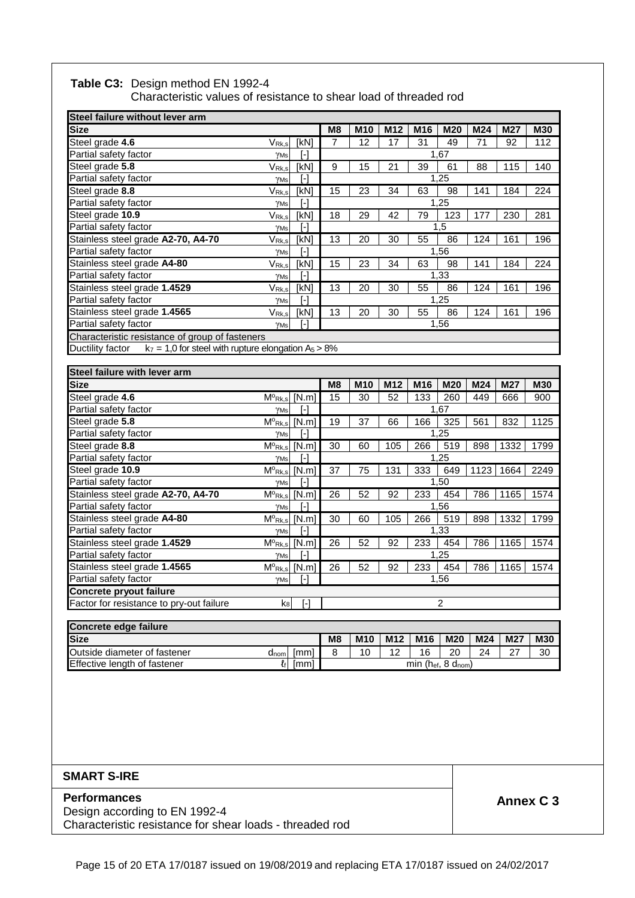**Table C3:** Design method EN 1992-4
Characteristic values of resistance to shear load of threaded rod

| Steel failure without lever arm | | | | | | | | | | |
|---|---|---|---|---|---|---|---|---|---|---|
| **Size** | | | **M8** | **M10** | **M12** | **M16** | **M20** | **M24** | **M27** | **M30** |
| Steel grade **4.6** | $V_{Rk,s}$ | [kN] | 7 | 12 | 17 | 31 | 49 | 71 | 92 | 112 |
| Partial safety factor | $\gamma_{Ms}$ | [-] | 1,67 | | | | | | | |
| Steel grade **5.8** | $V_{Rk,s}$ | [kN] | 9 | 15 | 21 | 39 | 61 | 88 | 115 | 140 |
| Partial safety factor | $\gamma_{Ms}$ | [-] | 1,25 | | | | | | | |
| Steel grade **8.8** | $V_{Rk,s}$ | [kN] | 15 | 23 | 34 | 63 | 98 | 141 | 184 | 224 |
| Partial safety factor | $\gamma_{Ms}$ | [-] | 1,25 | | | | | | | |
| Steel grade **10.9** | $V_{Rk,s}$ | [kN] | 18 | 29 | 42 | 79 | 123 | 177 | 230 | 281 |
| Partial safety factor | $\gamma_{Ms}$ | [-] | 1,5 | | | | | | | |
| Stainless steel grade **A2-70, A4-70** | $V_{Rk,s}$ | [kN] | 13 | 20 | 30 | 55 | 86 | 124 | 161 | 196 |
| Partial safety factor | $\gamma_{Ms}$ | [-] | 1,56 | | | | | | | |
| Stainless steel grade **A4-80** | $V_{Rk,s}$ | [kN] | 15 | 23 | 34 | 63 | 98 | 141 | 184 | 224 |
| Partial safety factor | $\gamma_{Ms}$ | [-] | 1,33 | | | | | | | |
| Stainless steel grade **1.4529** | $V_{Rk,s}$ | [kN] | 13 | 20 | 30 | 55 | 86 | 124 | 161 | 196 |
| Partial safety factor | $\gamma_{Ms}$ | [-] | 1,25 | | | | | | | |
| Stainless steel grade **1.4565** | $V_{Rk,s}$ | [kN] | 13 | 20 | 30 | 55 | 86 | 124 | 161 | 196 |
| Partial safety factor | $\gamma_{Ms}$ | [-] | 1,56 | | | | | | | |
| Characteristic resistance of group of fasteners | | | | | | | | | | |
| Ductility factor $k_7$ = 1,0 for steel with rupture elongation $A_5$ > 8% | | | | | | | | | | |

| Steel failure with lever arm | | | | | | | | | | |
|---|---|---|---|---|---|---|---|---|---|---|
| **Size** | | | **M8** | **M10** | **M12** | **M16** | **M20** | **M24** | **M27** | **M30** |
| Steel grade **4.6** | $M^0_{Rk,s}$ | [N.m] | 15 | 30 | 52 | 133 | 260 | 449 | 666 | 900 |
| Partial safety factor | $\gamma_{Ms}$ | [-] | 1,67 | | | | | | | |
| Steel grade **5.8** | $M^0_{Rk,s}$ | [N.m] | 19 | 37 | 66 | 166 | 325 | 561 | 832 | 1125 |
| Partial safety factor | $\gamma_{Ms}$ | [-] | 1,25 | | | | | | | |
| Steel grade **8.8** | $M^0_{Rk,s}$ | [N.m] | 30 | 60 | 105 | 266 | 519 | 898 | 1332 | 1799 |
| Partial safety factor | $\gamma_{Ms}$ | [-] | 1,25 | | | | | | | |
| Steel grade **10.9** | $M^0_{Rk,s}$ | [N.m] | 37 | 75 | 131 | 333 | 649 | 1123 | 1664 | 2249 |
| Partial safety factor | $\gamma_{Ms}$ | [-] | 1,50 | | | | | | | |
| Stainless steel grade **A2-70, A4-70** | $M^0_{Rk,s}$ | [N.m] | 26 | 52 | 92 | 233 | 454 | 786 | 1165 | 1574 |
| Partial safety factor | $\gamma_{Ms}$ | [-] | 1,56 | | | | | | | |
| Stainless steel grade **A4-80** | $M^0_{Rk,s}$ | [N.m] | 30 | 60 | 105 | 266 | 519 | 898 | 1332 | 1799 |
| Partial safety factor | $\gamma_{Ms}$ | [-] | 1,33 | | | | | | | |
| Stainless steel grade **1.4529** | $M^0_{Rk,s}$ | [N.m] | 26 | 52 | 92 | 233 | 454 | 786 | 1165 | 1574 |
| Partial safety factor | $\gamma_{Ms}$ | [-] | 1,25 | | | | | | | |
| Stainless steel grade **1.4565** | $M^0_{Rk,s}$ | [N.m] | 26 | 52 | 92 | 233 | 454 | 786 | 1165 | 1574 |
| Partial safety factor | $\gamma_{Ms}$ | [-] | 1,56 | | | | | | | |
| **Concrete pryout failure** | | | | | | | | | | |
| Factor for resistance to pry-out failure | $k_8$ | [-] | 2 | | | | | | | |

| Concrete edge failure | | | | | | | | | | |
|---|---|---|---|---|---|---|---|---|---|---|
| **Size** | | | **M8** | **M10** | **M12** | **M16** | **M20** | **M24** | **M27** | **M30** |
| Outside diameter of fastener | $d_{nom}$ | [mm] | 8 | 10 | 12 | 16 | 20 | 24 | 27 | 30 |
| Effective length of fastener | $\ell_f$ | [mm] | min ($h_{ef}$, 8 $d_{nom}$) | | | | | | | |

**SMART S-IRE**

**Performances**
Design according to EN 1992-4
Characteristic resistance for shear loads - threaded rod

**Annex C 3**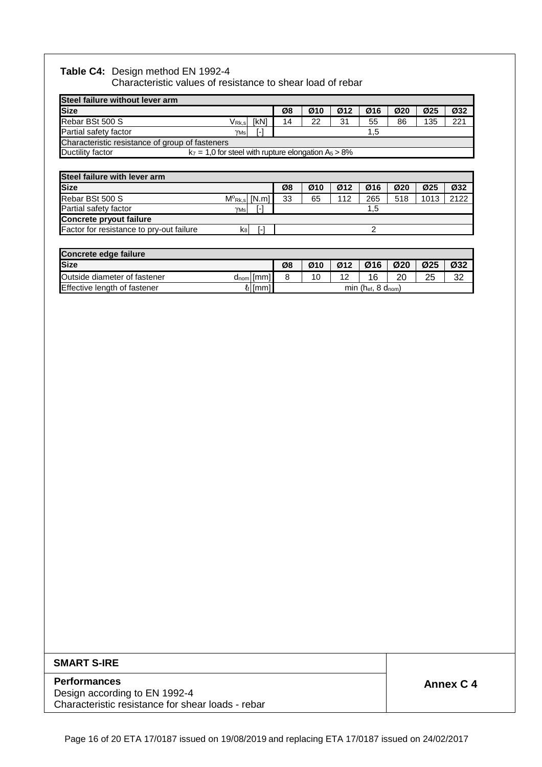**Table C4:** Design method EN 1992-4
Characteristic values of resistance to shear load of rebar

| Steel failure without lever arm | | | | | | | | | |
|---|---|---|---|---|---|---|---|---|---|
| **Size** | | | **Ø8** | **Ø10** | **Ø12** | **Ø16** | **Ø20** | **Ø25** | **Ø32** |
| Rebar BSt 500 S | $V_{Rk,s}$ | [kN] | 14 | 22 | 31 | 55 | 86 | 135 | 221 |
| Partial safety factor | $\gamma_{Ms}$ | [-] | | | | 1,5 | | | |
| Characteristic resistance of group of fasteners | | | | | | | | | |
| Ductility factor | $k_7$ = 1,0 for steel with rupture elongation $A_5$ > 8% | | | | | | | | |

| Steel failure with lever arm | | | | | | | | | |
|---|---|---|---|---|---|---|---|---|---|
| **Size** | | | **Ø8** | **Ø10** | **Ø12** | **Ø16** | **Ø20** | **Ø25** | **Ø32** |
| Rebar BSt 500 S | $M^0_{Rk,s}$ | [N.m] | 33 | 65 | 112 | 265 | 518 | 1013 | 2122 |
| Partial safety factor | $\gamma_{Ms}$ | [-] | | | | 1,5 | | | |
| **Concrete pryout failure** | | | | | | | | | |
| Factor for resistance to pry-out failure | $k_8$ | [-] | | | | 2 | | | |

| Concrete edge failure | | | | | | | | | |
|---|---|---|---|---|---|---|---|---|---|
| **Size** | | | **Ø8** | **Ø10** | **Ø12** | **Ø16** | **Ø20** | **Ø25** | **Ø32** |
| Outside diameter of fastener | $d_{nom}$ | [mm] | 8 | 10 | 12 | 16 | 20 | 25 | 32 |
| Effective length of fastener | $\ell_f$ | [mm] | | | | min ($h_{ef}$, 8 $d_{nom}$) | | | |

**SMART S-IRE**

**Performances**
Design according to EN 1992-4
Characteristic resistance for shear loads - rebar

**Annex C 4**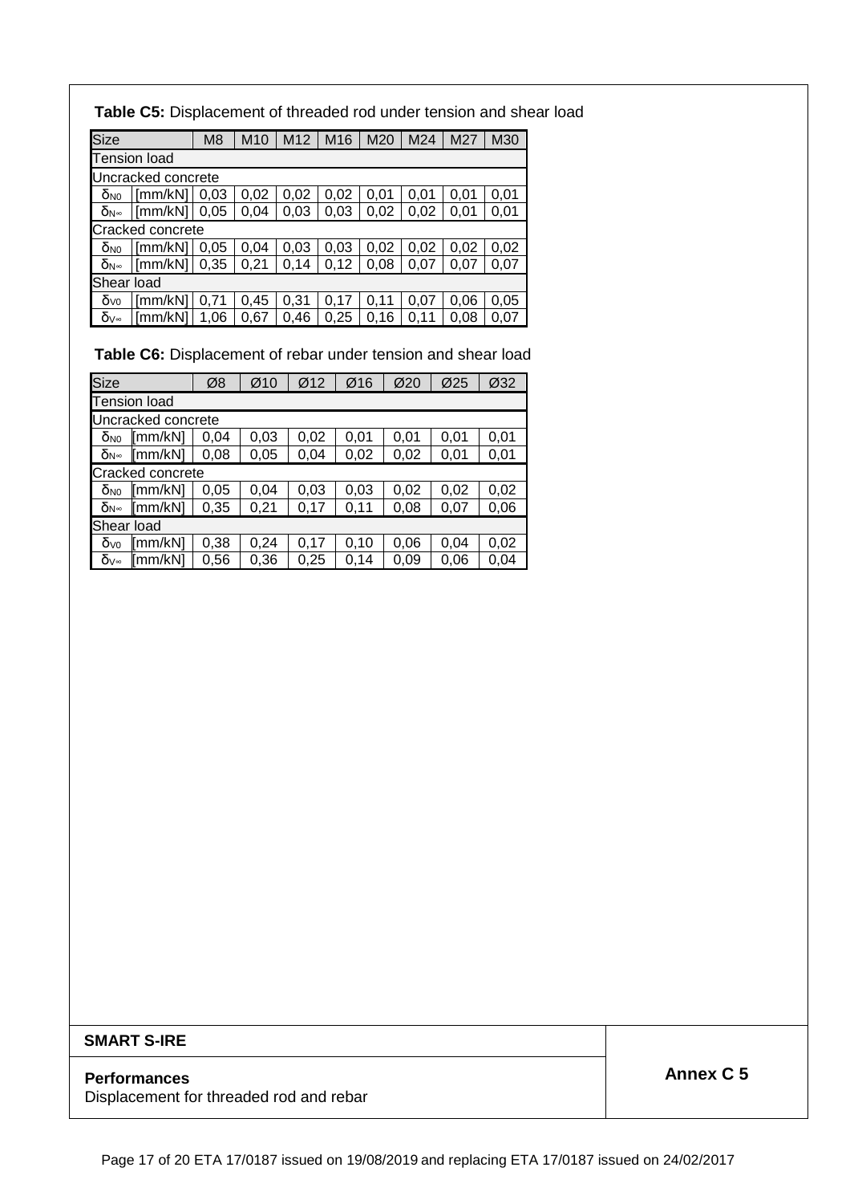**Table C5:** Displacement of threaded rod under tension and shear load

| Size | | M8 | M10 | M12 | M16 | M20 | M24 | M27 | M30 |
|---|---|---|---|---|---|---|---|---|---|
| Tension load | | | | | | | | | |
| Uncracked concrete | | | | | | | | | |
| $\delta_{N0}$ | [mm/kN] | 0,03 | 0,02 | 0,02 | 0,02 | 0,01 | 0,01 | 0,01 | 0,01 |
| $\delta_{N\infty}$ | [mm/kN] | 0,05 | 0,04 | 0,03 | 0,03 | 0,02 | 0,02 | 0,01 | 0,01 |
| Cracked concrete | | | | | | | | | |
| $\delta_{N0}$ | [mm/kN] | 0,05 | 0,04 | 0,03 | 0,03 | 0,02 | 0,02 | 0,02 | 0,02 |
| $\delta_{N\infty}$ | [mm/kN] | 0,35 | 0,21 | 0,14 | 0,12 | 0,08 | 0,07 | 0,07 | 0,07 |
| Shear load | | | | | | | | | |
| $\delta_{V0}$ | [mm/kN] | 0,71 | 0,45 | 0,31 | 0,17 | 0,11 | 0,07 | 0,06 | 0,05 |
| $\delta_{V\infty}$ | [mm/kN] | 1,06 | 0,67 | 0,46 | 0,25 | 0,16 | 0,11 | 0,08 | 0,07 |

**Table C6:** Displacement of rebar under tension and shear load

| Size | | Ø8 | Ø10 | Ø12 | Ø16 | Ø20 | Ø25 | Ø32 |
|---|---|---|---|---|---|---|---|---|
| Tension load | | | | | | | | |
| Uncracked concrete | | | | | | | | |
| $\delta_{N0}$ | [mm/kN] | 0,04 | 0,03 | 0,02 | 0,01 | 0,01 | 0,01 | 0,01 |
| $\delta_{N\infty}$ | [mm/kN] | 0,08 | 0,05 | 0,04 | 0,02 | 0,02 | 0,01 | 0,01 |
| Cracked concrete | | | | | | | | |
| $\delta_{N0}$ | [mm/kN] | 0,05 | 0,04 | 0,03 | 0,03 | 0,02 | 0,02 | 0,02 |
| $\delta_{N\infty}$ | [mm/kN] | 0,35 | 0,21 | 0,17 | 0,11 | 0,08 | 0,07 | 0,06 |
| Shear load | | | | | | | | |
| $\delta_{V0}$ | [mm/kN] | 0,38 | 0,24 | 0,17 | 0,10 | 0,06 | 0,04 | 0,02 |
| $\delta_{V\infty}$ | [mm/kN] | 0,56 | 0,36 | 0,25 | 0,14 | 0,09 | 0,06 | 0,04 |

| **SMART S-IRE** | |
|---|---|
| **Performances**<br>Displacement for threaded rod and rebar | **Annex C 5** |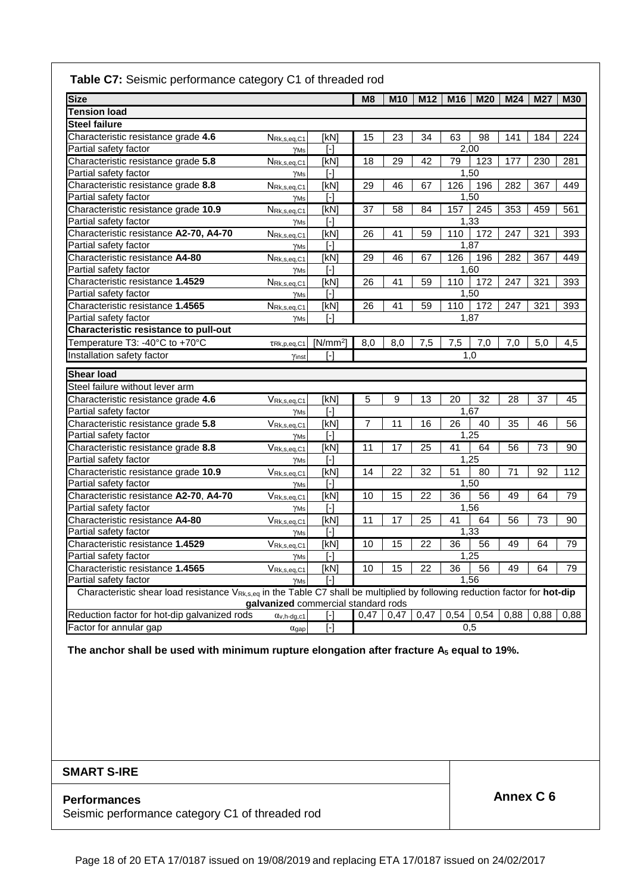**Table C7:** Seismic performance category C1 of threaded rod

| Size | | | M8 | M10 | M12 | M16 | M20 | M24 | M27 | M30 |
|---|---|---|---|---|---|---|---|---|---|---|
| **Tension load** | | | | | | | | | | |
| **Steel failure** | | | | | | | | | | |
| Characteristic resistance grade **4.6** | $N_{Rk,s,eq,C1}$ | [kN] | 15 | 23 | 34 | 63 | 98 | 141 | 184 | 224 |
| Partial safety factor | $\gamma_{Ms}$ | [-] | 2,00 | | | | | | | |
| Characteristic resistance grade **5.8** | $N_{Rk,s,eq,C1}$ | [kN] | 18 | 29 | 42 | 79 | 123 | 177 | 230 | 281 |
| Partial safety factor | $\gamma_{Ms}$ | [-] | 1,50 | | | | | | | |
| Characteristic resistance grade **8.8** | $N_{Rk,s,eq,C1}$ | [kN] | 29 | 46 | 67 | 126 | 196 | 282 | 367 | 449 |
| Partial safety factor | $\gamma_{Ms}$ | [-] | 1,50 | | | | | | | |
| Characteristic resistance grade **10.9** | $N_{Rk,s,eq,C1}$ | [kN] | 37 | 58 | 84 | 157 | 245 | 353 | 459 | 561 |
| Partial safety factor | $\gamma_{Ms}$ | [-] | 1,33 | | | | | | | |
| Characteristic resistance **A2-70, A4-70** | $N_{Rk,s,eq,C1}$ | [kN] | 26 | 41 | 59 | 110 | 172 | 247 | 321 | 393 |
| Partial safety factor | $\gamma_{Ms}$ | [-] | 1,87 | | | | | | | |
| Characteristic resistance **A4-80** | $N_{Rk,s,eq,C1}$ | [kN] | 29 | 46 | 67 | 126 | 196 | 282 | 367 | 449 |
| Partial safety factor | $\gamma_{Ms}$ | [-] | 1,60 | | | | | | | |
| Characteristic resistance **1.4529** | $N_{Rk,s,eq,C1}$ | [kN] | 26 | 41 | 59 | 110 | 172 | 247 | 321 | 393 |
| Partial safety factor | $\gamma_{Ms}$ | [-] | 1,50 | | | | | | | |
| Characteristic resistance **1.4565** | $N_{Rk,s,eq,C1}$ | [kN] | 26 | 41 | 59 | 110 | 172 | 247 | 321 | 393 |
| Partial safety factor | $\gamma_{Ms}$ | [-] | 1,87 | | | | | | | |
| **Characteristic resistance to pull-out** | | | | | | | | | | |
| Temperature T3: -40°C to +70°C | $\tau_{Rk,p,eq,C1}$ | [N/mm²] | 8,0 | 8,0 | 7,5 | 7,5 | 7,0 | 7,0 | 5,0 | 4,5 |
| Installation safety factor | $\gamma_{inst}$ | [-] | 1,0 | | | | | | | |
| **Shear load** | | | | | | | | | | |
| Steel failure without lever arm | | | | | | | | | | |
| Characteristic resistance grade **4.6** | $V_{Rk,s,eq,C1}$ | [kN] | 5 | 9 | 13 | 20 | 32 | 28 | 37 | 45 |
| Partial safety factor | $\gamma_{Ms}$ | [-] | 1,67 | | | | | | | |
| Characteristic resistance grade **5.8** | $V_{Rk,s,eq,C1}$ | [kN] | 7 | 11 | 16 | 26 | 40 | 35 | 46 | 56 |
| Partial safety factor | $\gamma_{Ms}$ | [-] | 1,25 | | | | | | | |
| Characteristic resistance grade **8.8** | $V_{Rk,s,eq,C1}$ | [kN] | 11 | 17 | 25 | 41 | 64 | 56 | 73 | 90 |
| Partial safety factor | $\gamma_{Ms}$ | [-] | 1,25 | | | | | | | |
| Characteristic resistance grade **10.9** | $V_{Rk,s,eq,C1}$ | [kN] | 14 | 22 | 32 | 51 | 80 | 71 | 92 | 112 |
| Partial safety factor | $\gamma_{Ms}$ | [-] | 1,50 | | | | | | | |
| Characteristic resistance **A2-70**, **A4-70** | $V_{Rk,s,eq,C1}$ | [kN] | 10 | 15 | 22 | 36 | 56 | 49 | 64 | 79 |
| Partial safety factor | $\gamma_{Ms}$ | [-] | 1,56 | | | | | | | |
| Characteristic resistance **A4-80** | $V_{Rk,s,eq,C1}$ | [kN] | 11 | 17 | 25 | 41 | 64 | 56 | 73 | 90 |
| Partial safety factor | $\gamma_{Ms}$ | [-] | 1,33 | | | | | | | |
| Characteristic resistance **1.4529** | $V_{Rk,s,eq,C1}$ | [kN] | 10 | 15 | 22 | 36 | 56 | 49 | 64 | 79 |
| Partial safety factor | $\gamma_{Ms}$ | [-] | 1,25 | | | | | | | |
| Characteristic resistance **1.4565** | $V_{Rk,s,eq,C1}$ | [kN] | 10 | 15 | 22 | 36 | 56 | 49 | 64 | 79 |
| Partial safety factor | $\gamma_{Ms}$ | [-] | 1,56 | | | | | | | |
| Characteristic shear load resistance $V_{Rk,s,eq}$ in the Table C7 shall be multiplied by following reduction factor for **hot-dip galvanized** commercial standard rods | | | | | | | | | | |
| Reduction factor for hot-dip galvanized rods | $\alpha_{v,h\text{-}dg,c1}$ | [-] | 0,47 | 0,47 | 0,47 | 0,54 | 0,54 | 0,88 | 0,88 | 0,88 |
| Factor for annular gap | $\alpha_{gap}$ | [-] | 0,5 | | | | | | | |

**The anchor shall be used with minimum rupture elongation after fracture $A_5$ equal to 19%.**

**SMART S-IRE**

**Performances**
Seismic performance category C1 of threaded rod

**Annex C 6**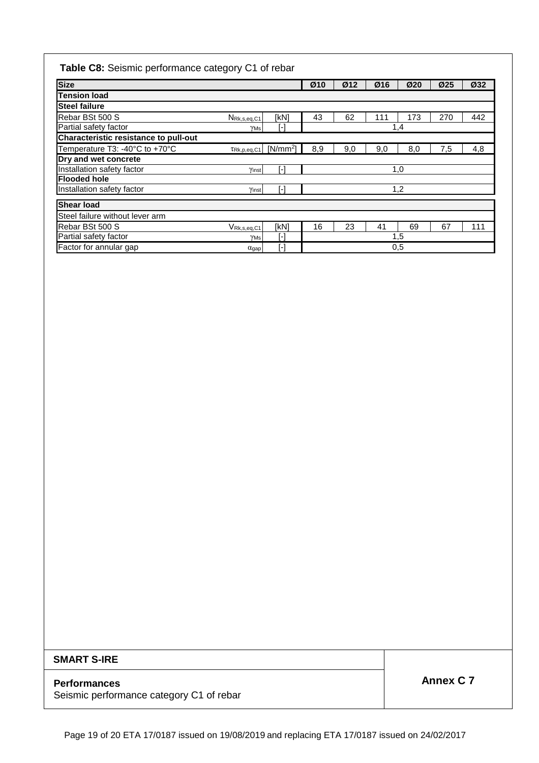**Table C8:** Seismic performance category C1 of rebar

| Size | | | Ø10 | Ø12 | Ø16 | Ø20 | Ø25 | Ø32 |
|---|---|---|---|---|---|---|---|---|
| **Tension load** | | | | | | | | |
| **Steel failure** | | | | | | | | |
| Rebar BSt 500 S | $N_{Rk,s,eq,C1}$ | [kN] | 43 | 62 | 111 | 173 | 270 | 442 |
| Partial safety factor | $\gamma_{Ms}$ | [-] | 1,4 | | | | | |
| **Characteristic resistance to pull-out** | | | | | | | | |
| Temperature T3: -40°C to +70°C | $\tau_{Rk,p,eq,C1}$ | [N/mm²] | 8,9 | 9,0 | 9,0 | 8,0 | 7,5 | 4,8 |
| **Dry and wet concrete** | | | | | | | | |
| Installation safety factor | $\gamma_{inst}$ | [-] | 1,0 | | | | | |
| **Flooded hole** | | | | | | | | |
| Installation safety factor | $\gamma_{inst}$ | [-] | 1,2 | | | | | |
| **Shear load** | | | | | | | | |
| Steel failure without lever arm | | | | | | | | |
| Rebar BSt 500 S | $V_{Rk,s,eq,C1}$ | [kN] | 16 | 23 | 41 | 69 | 67 | 111 |
| Partial safety factor | $\gamma_{Ms}$ | [-] | 1,5 | | | | | |
| Factor for annular gap | $\alpha_{gap}$ | [-] | 0,5 | | | | | |

**SMART S-IRE**

**Performances**
Seismic performance category C1 of rebar

**Annex C 7**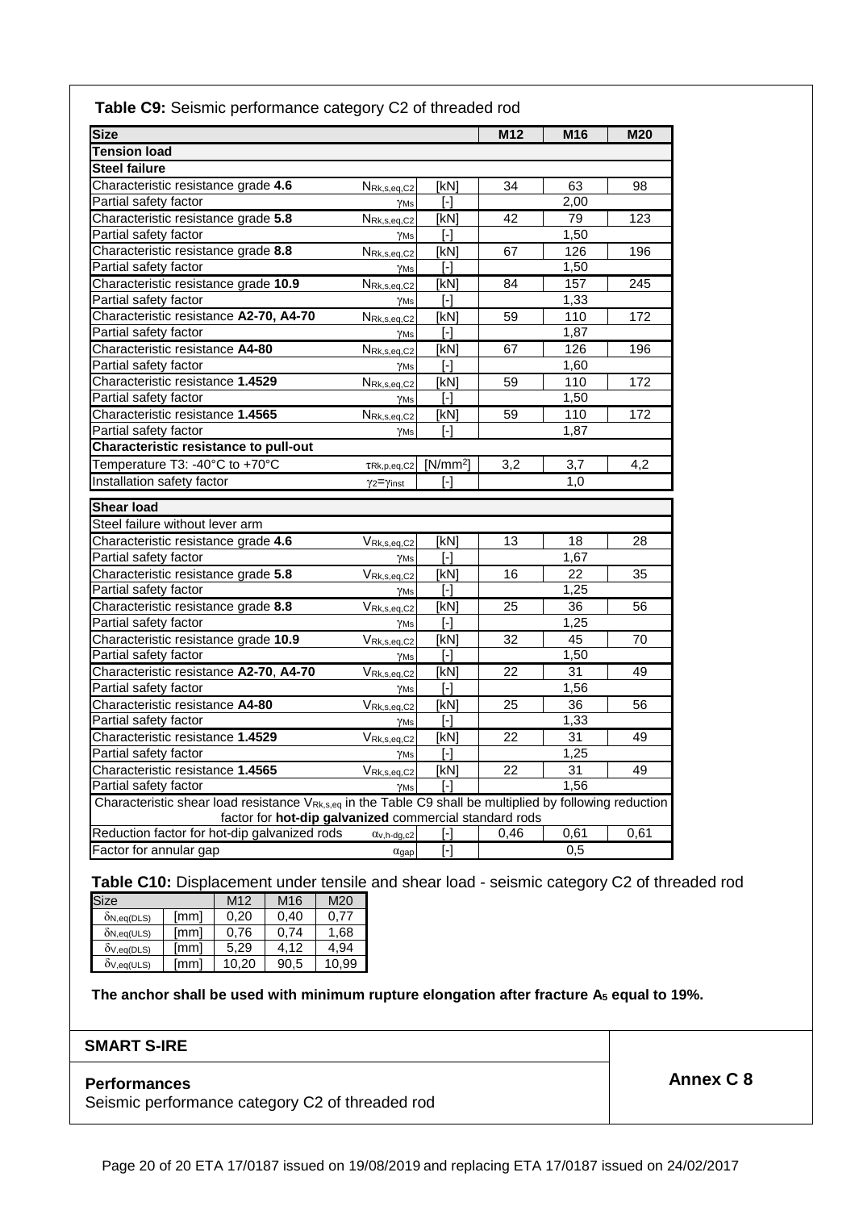**Table C9:** Seismic performance category C2 of threaded rod

| Size | | | M12 | M16 | M20 |
|---|---|---|---|---|---|
| **Tension load** | | | | | |
| **Steel failure** | | | | | |
| Characteristic resistance grade **4.6** | $N_{Rk,s,eq,C2}$ | [kN] | 34 | 63 | 98 |
| Partial safety factor | $\gamma_{Ms}$ | [-] | | 2,00 | |
| Characteristic resistance grade **5.8** | $N_{Rk,s,eq,C2}$ | [kN] | 42 | 79 | 123 |
| Partial safety factor | $\gamma_{Ms}$ | [-] | | 1,50 | |
| Characteristic resistance grade **8.8** | $N_{Rk,s,eq,C2}$ | [kN] | 67 | 126 | 196 |
| Partial safety factor | $\gamma_{Ms}$ | [-] | | 1,50 | |
| Characteristic resistance grade **10.9** | $N_{Rk,s,eq,C2}$ | [kN] | 84 | 157 | 245 |
| Partial safety factor | $\gamma_{Ms}$ | [-] | | 1,33 | |
| Characteristic resistance **A2-70, A4-70** | $N_{Rk,s,eq,C2}$ | [kN] | 59 | 110 | 172 |
| Partial safety factor | $\gamma_{Ms}$ | [-] | | 1,87 | |
| Characteristic resistance **A4-80** | $N_{Rk,s,eq,C2}$ | [kN] | 67 | 126 | 196 |
| Partial safety factor | $\gamma_{Ms}$ | [-] | | 1,60 | |
| Characteristic resistance **1.4529** | $N_{Rk,s,eq,C2}$ | [kN] | 59 | 110 | 172 |
| Partial safety factor | $\gamma_{Ms}$ | [-] | | 1,50 | |
| Characteristic resistance **1.4565** | $N_{Rk,s,eq,C2}$ | [kN] | 59 | 110 | 172 |
| Partial safety factor | $\gamma_{Ms}$ | [-] | | 1,87 | |
| **Characteristic resistance to pull-out** | | | | | |
| Temperature T3: -40°C to +70°C | $\tau_{Rk,p,eq,C2}$ | [N/mm²] | 3,2 | 3,7 | 4,2 |
| Installation safety factor | $\gamma_2=\gamma_{inst}$ | [-] | | 1,0 | |
| **Shear load** | | | | | |
| Steel failure without lever arm | | | | | |
| Characteristic resistance grade **4.6** | $V_{Rk,s,eq,C2}$ | [kN] | 13 | 18 | 28 |
| Partial safety factor | $\gamma_{Ms}$ | [-] | | 1,67 | |
| Characteristic resistance grade **5.8** | $V_{Rk,s,eq,C2}$ | [kN] | 16 | 22 | 35 |
| Partial safety factor | $\gamma_{Ms}$ | [-] | | 1,25 | |
| Characteristic resistance grade **8.8** | $V_{Rk,s,eq,C2}$ | [kN] | 25 | 36 | 56 |
| Partial safety factor | $\gamma_{Ms}$ | [-] | | 1,25 | |
| Characteristic resistance grade **10.9** | $V_{Rk,s,eq,C2}$ | [kN] | 32 | 45 | 70 |
| Partial safety factor | $\gamma_{Ms}$ | [-] | | 1,50 | |
| Characteristic resistance **A2-70**, **A4-70** | $V_{Rk,s,eq,C2}$ | [kN] | 22 | 31 | 49 |
| Partial safety factor | $\gamma_{Ms}$ | [-] | | 1,56 | |
| Characteristic resistance **A4-80** | $V_{Rk,s,eq,C2}$ | [kN] | 25 | 36 | 56 |
| Partial safety factor | $\gamma_{Ms}$ | [-] | | 1,33 | |
| Characteristic resistance **1.4529** | $V_{Rk,s,eq,C2}$ | [kN] | 22 | 31 | 49 |
| Partial safety factor | $\gamma_{Ms}$ | [-] | | 1,25 | |
| Characteristic resistance **1.4565** | $V_{Rk,s,eq,C2}$ | [kN] | 22 | 31 | 49 |
| Partial safety factor | $\gamma_{Ms}$ | [-] | | 1,56 | |
| Characteristic shear load resistance $V_{Rk,s,eq}$ in the Table C9 shall be multiplied by following reduction factor for **hot-dip galvanized** commercial standard rods | | | | | |
| Reduction factor for hot-dip galvanized rods | $\alpha_{v,h\text{-}dg,c2}$ | [-] | 0,46 | 0,61 | 0,61 |
| Factor for annular gap | $\alpha_{gap}$ | [-] | | 0,5 | |

**Table C10:** Displacement under tensile and shear load - seismic category C2 of threaded rod

| Size | | M12 | M16 | M20 |
|---|---|---|---|---|
| $\delta_{N,eq(DLS)}$ | [mm] | 0,20 | 0,40 | 0,77 |
| $\delta_{N,eq(ULS)}$ | [mm] | 0,76 | 0,74 | 1,68 |
| $\delta_{V,eq(DLS)}$ | [mm] | 5,29 | 4,12 | 4,94 |
| $\delta_{V,eq(ULS)}$ | [mm] | 10,20 | 90,5 | 10,99 |

**The anchor shall be used with minimum rupture elongation after fracture $A_5$ equal to 19%.**

**SMART S-IRE**

**Performances**
Seismic performance category C2 of threaded rod

**Annex C 8**